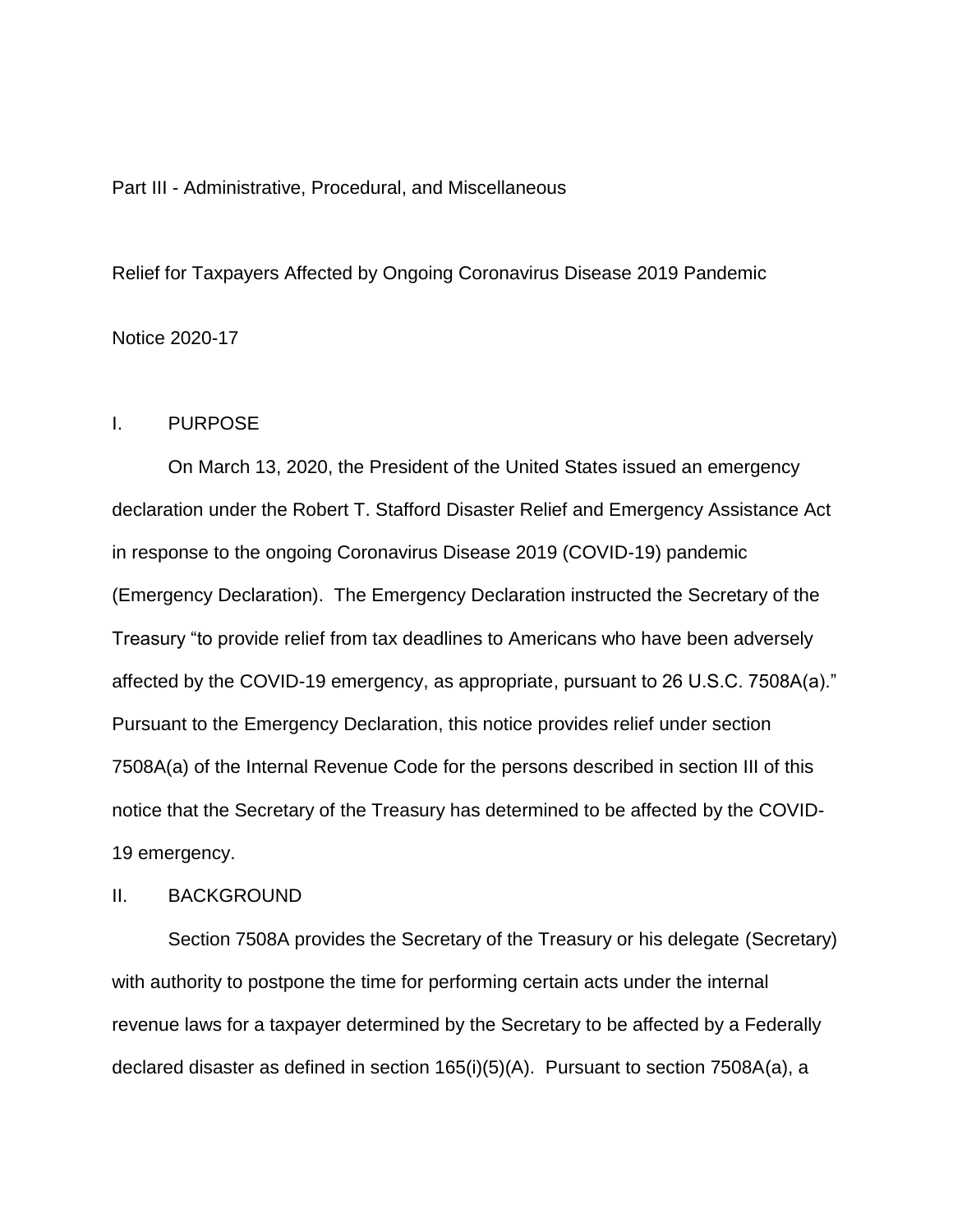Part III - Administrative, Procedural, and Miscellaneous

# Relief for Taxpayers Affected by Ongoing Coronavirus Disease 2019 Pandemic

Notice 2020-17

## I. PURPOSE

On March 13, 2020, the President of the United States issued an emergency declaration under the Robert T. Stafford Disaster Relief and Emergency Assistance Act in response to the ongoing Coronavirus Disease 2019 (COVID-19) pandemic (Emergency Declaration). The Emergency Declaration instructed the Secretary of the Treasury "to provide relief from tax deadlines to Americans who have been adversely affected by the COVID-19 emergency, as appropriate, pursuant to 26 U.S.C. 7508A(a)." Pursuant to the Emergency Declaration, this notice provides relief under section 7508A(a) of the Internal Revenue Code for the persons described in section III of this notice that the Secretary of the Treasury has determined to be affected by the COVID-19 emergency.

## II. BACKGROUND

Section 7508A provides the Secretary of the Treasury or his delegate (Secretary) with authority to postpone the time for performing certain acts under the internal revenue laws for a taxpayer determined by the Secretary to be affected by a Federally declared disaster as defined in section 165(i)(5)(A). Pursuant to section 7508A(a), a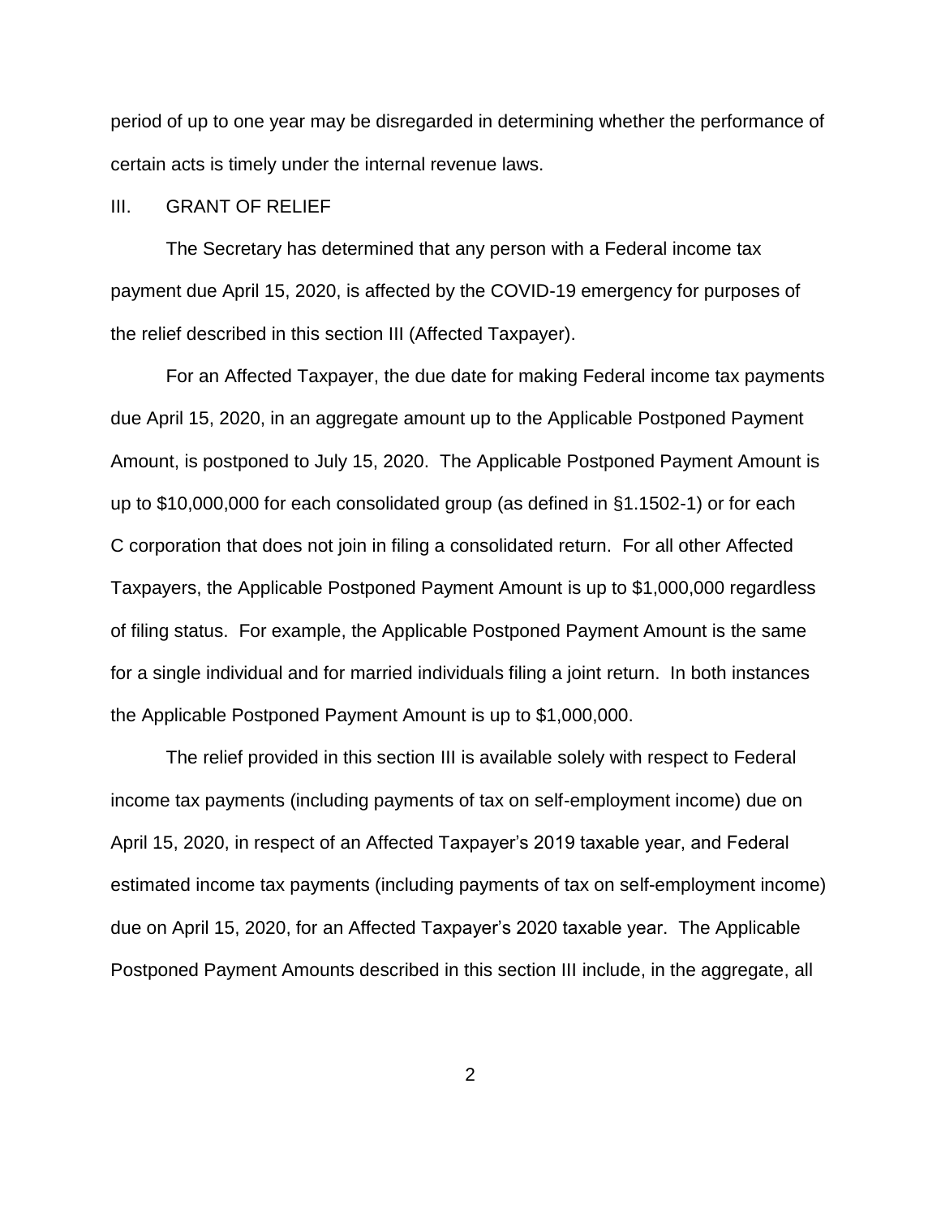period of up to one year may be disregarded in determining whether the performance of certain acts is timely under the internal revenue laws.

## III. GRANT OF RELIEF

The Secretary has determined that any person with a Federal income tax payment due April 15, 2020, is affected by the COVID-19 emergency for purposes of the relief described in this section III (Affected Taxpayer).

For an Affected Taxpayer, the due date for making Federal income tax payments due April 15, 2020, in an aggregate amount up to the Applicable Postponed Payment Amount, is postponed to July 15, 2020. The Applicable Postponed Payment Amount is up to $10,000,000 for each consolidated group (as defined in §1.1502-1) or for each C corporation that does not join in filing a consolidated return. For all other Affected Taxpayers, the Applicable Postponed Payment Amount is up to $1,000,000 regardless of filing status. For example, the Applicable Postponed Payment Amount is the same for a single individual and for married individuals filing a joint return. In both instances the Applicable Postponed Payment Amount is up to $1,000,000.

The relief provided in this section III is available solely with respect to Federal income tax payments (including payments of tax on self-employment income) due on April 15, 2020, in respect of an Affected Taxpayer's 2019 taxable year, and Federal estimated income tax payments (including payments of tax on self-employment income) due on April 15, 2020, for an Affected Taxpayer's 2020 taxable year. The Applicable Postponed Payment Amounts described in this section III include, in the aggregate, all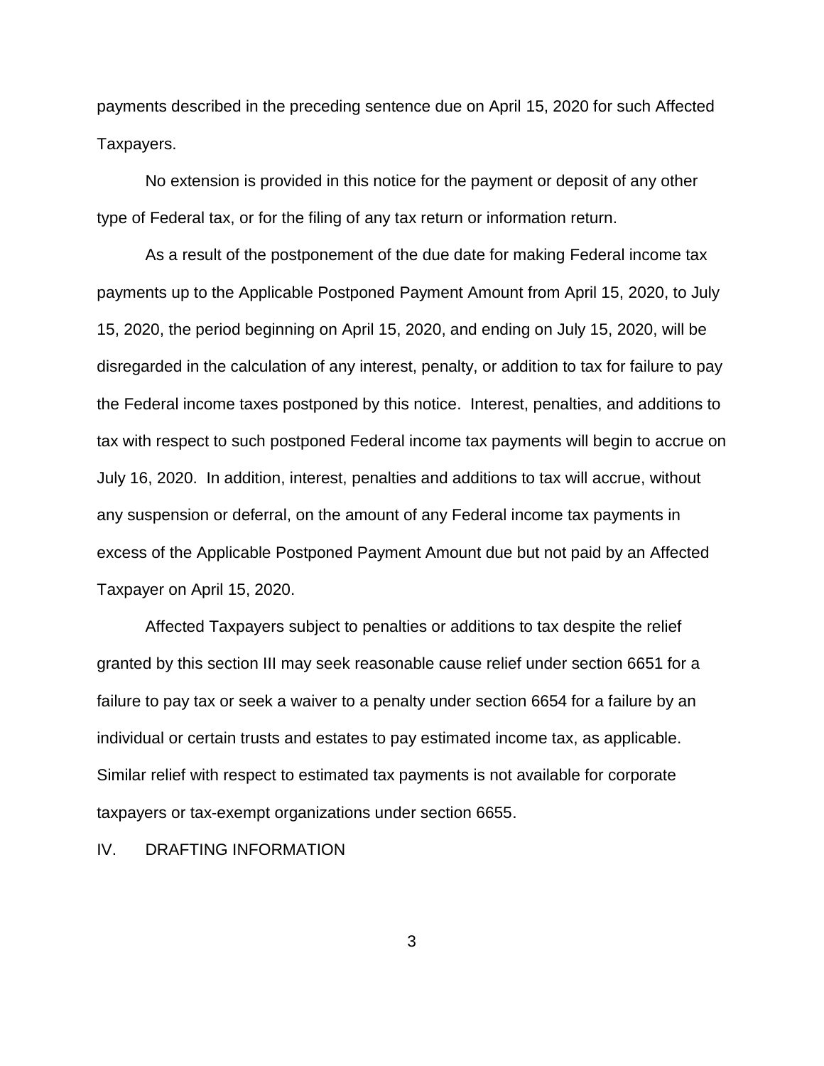payments described in the preceding sentence due on April 15, 2020 for such Affected Taxpayers.

No extension is provided in this notice for the payment or deposit of any other type of Federal tax, or for the filing of any tax return or information return.

As a result of the postponement of the due date for making Federal income tax payments up to the Applicable Postponed Payment Amount from April 15, 2020, to July 15, 2020, the period beginning on April 15, 2020, and ending on July 15, 2020, will be disregarded in the calculation of any interest, penalty, or addition to tax for failure to pay the Federal income taxes postponed by this notice. Interest, penalties, and additions to tax with respect to such postponed Federal income tax payments will begin to accrue on July 16, 2020. In addition, interest, penalties and additions to tax will accrue, without any suspension or deferral, on the amount of any Federal income tax payments in excess of the Applicable Postponed Payment Amount due but not paid by an Affected Taxpayer on April 15, 2020.

Affected Taxpayers subject to penalties or additions to tax despite the relief granted by this section III may seek reasonable cause relief under section 6651 for a failure to pay tax or seek a waiver to a penalty under section 6654 for a failure by an individual or certain trusts and estates to pay estimated income tax, as applicable. Similar relief with respect to estimated tax payments is not available for corporate taxpayers or tax-exempt organizations under section 6655.

## IV. DRAFTING INFORMATION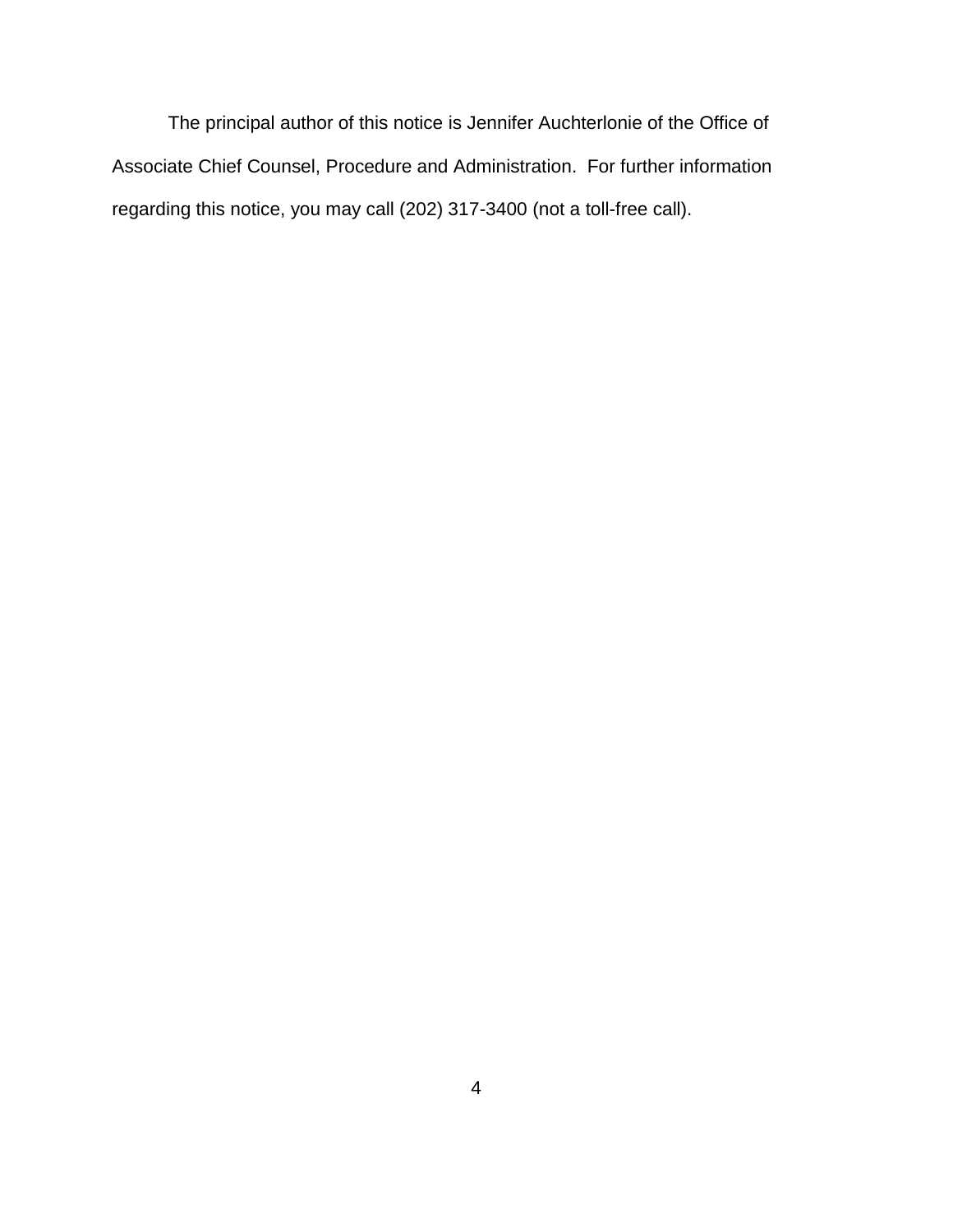The principal author of this notice is Jennifer Auchterlonie of the Office of Associate Chief Counsel, Procedure and Administration. For further information regarding this notice, you may call (202) 317-3400 (not a toll-free call).